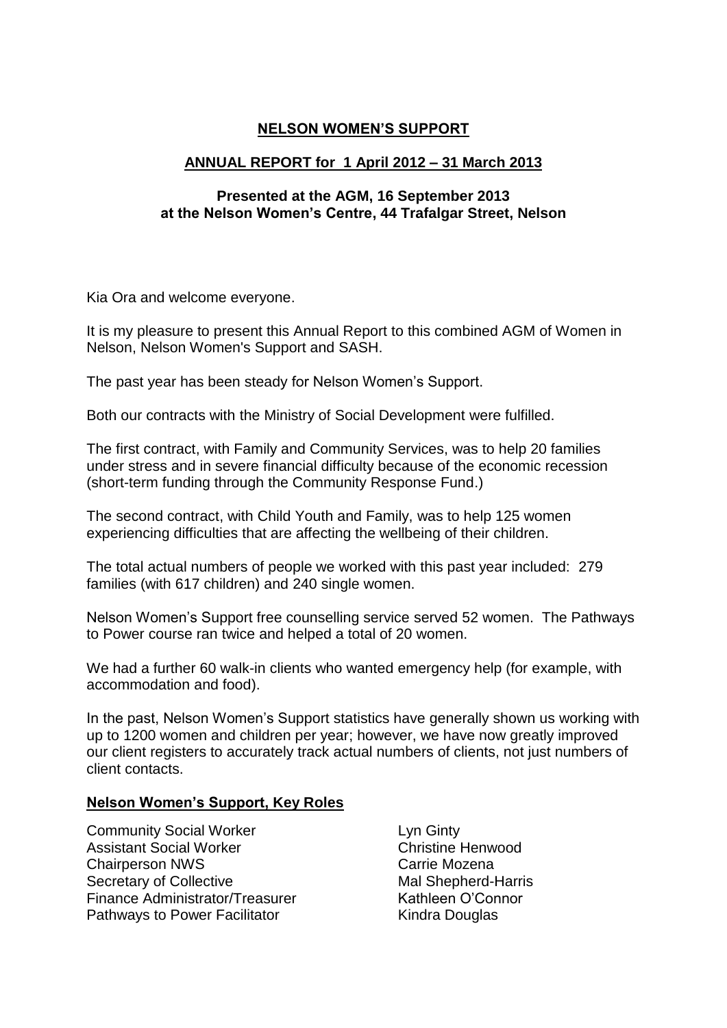# NELSON WOMEN'S SUPPORT

## ANNUAL REPORT for 1 April 2012 – 31 March 2013

### Presented at the AGM, 16 September 2013 at the Nelson Women's Centre, 44 Trafalgar Street, Nelson

Kia Ora and welcome everyone.

It is my pleasure to present this Annual Report to this combined AGM of Women in Nelson, Nelson Women's Support and SASH.

The past year has been steady for Nelson Women's Support.

Both our contracts with the Ministry of Social Development were fulfilled.

The first contract, with Family and Community Services, was to help 20 families under stress and in severe financial difficulty because of the economic recession (short-term funding through the Community Response Fund.)

The second contract, with Child Youth and Family, was to help 125 women experiencing difficulties that are affecting the wellbeing of their children.

The total actual numbers of people we worked with this past year included: 279 families (with 617 children) and 240 single women.

Nelson Women's Support free counselling service served 52 women. The Pathways to Power course ran twice and helped a total of 20 women.

We had a further 60 walk-in clients who wanted emergency help (for example, with accommodation and food).

In the past, Nelson Women's Support statistics have generally shown us working with up to 1200 women and children per year; however, we have now greatly improved our client registers to accurately track actual numbers of clients, not just numbers of client contacts.

## Nelson Women's Support, Key Roles

| | |
|---|---|
| Community Social Worker | Lyn Ginty |
| Assistant Social Worker | Christine Henwood |
| Chairperson NWS | Carrie Mozena |
| Secretary of Collective | Mal Shepherd-Harris |
| Finance Administrator/Treasurer | Kathleen O'Connor |
| Pathways to Power Facilitator | Kindra Douglas |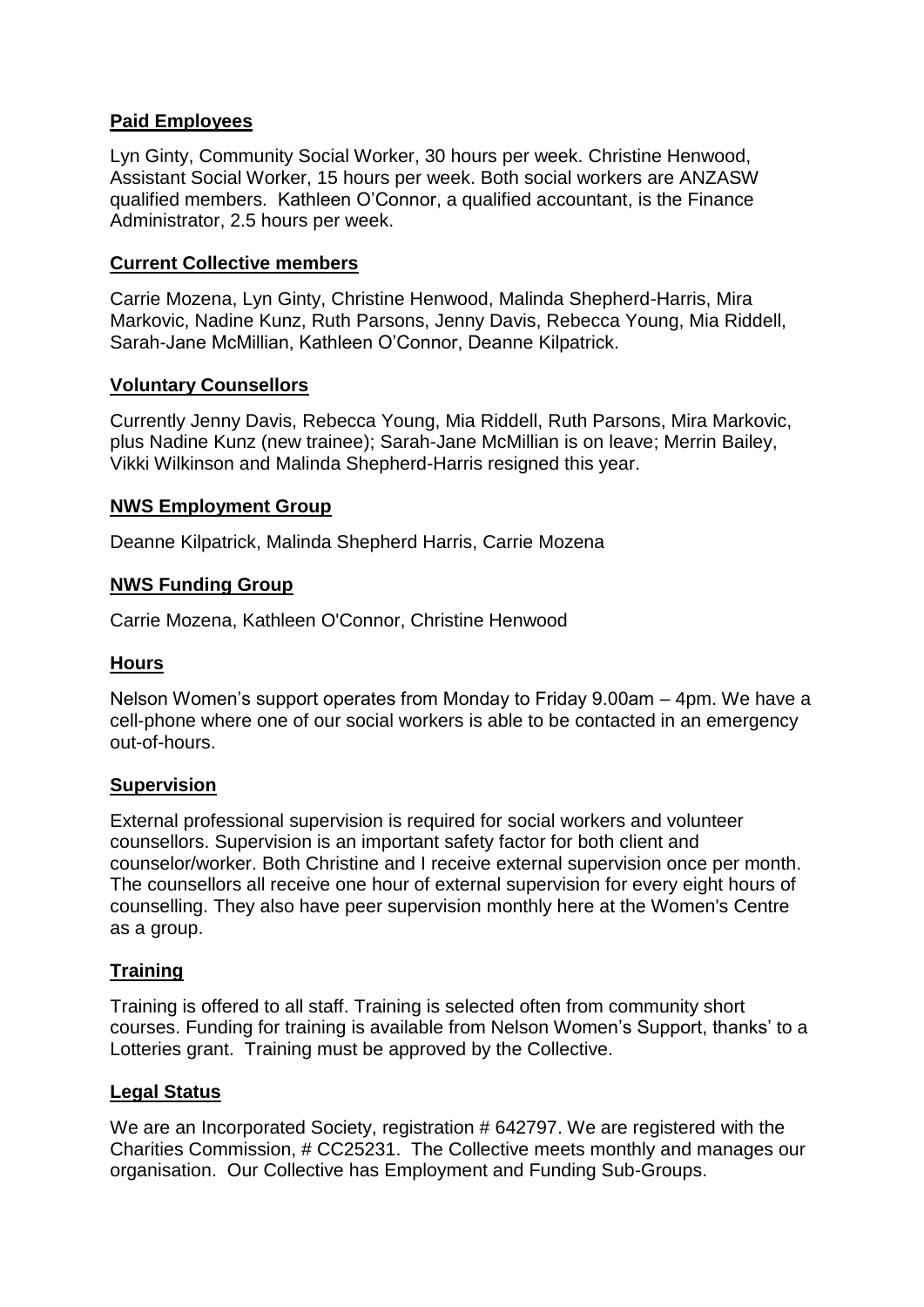## Paid Employees

Lyn Ginty, Community Social Worker, 30 hours per week. Christine Henwood, Assistant Social Worker, 15 hours per week. Both social workers are ANZASW qualified members. Kathleen O'Connor, a qualified accountant, is the Finance Administrator, 2.5 hours per week.

## Current Collective members

Carrie Mozena, Lyn Ginty, Christine Henwood, Malinda Shepherd-Harris, Mira Markovic, Nadine Kunz, Ruth Parsons, Jenny Davis, Rebecca Young, Mia Riddell, Sarah-Jane McMillian, Kathleen O'Connor, Deanne Kilpatrick.

## Voluntary Counsellors

Currently Jenny Davis, Rebecca Young, Mia Riddell, Ruth Parsons, Mira Markovic, plus Nadine Kunz (new trainee); Sarah-Jane McMillian is on leave; Merrin Bailey, Vikki Wilkinson and Malinda Shepherd-Harris resigned this year.

## NWS Employment Group

Deanne Kilpatrick, Malinda Shepherd Harris, Carrie Mozena

## NWS Funding Group

Carrie Mozena, Kathleen O'Connor, Christine Henwood

## Hours

Nelson Women's support operates from Monday to Friday 9.00am – 4pm. We have a cell-phone where one of our social workers is able to be contacted in an emergency out-of-hours.

## Supervision

External professional supervision is required for social workers and volunteer counsellors. Supervision is an important safety factor for both client and counselor/worker. Both Christine and I receive external supervision once per month. The counsellors all receive one hour of external supervision for every eight hours of counselling. They also have peer supervision monthly here at the Women's Centre as a group.

## Training

Training is offered to all staff. Training is selected often from community short courses. Funding for training is available from Nelson Women's Support, thanks' to a Lotteries grant. Training must be approved by the Collective.

## Legal Status

We are an Incorporated Society, registration # 642797. We are registered with the Charities Commission, # CC25231. The Collective meets monthly and manages our organisation. Our Collective has Employment and Funding Sub-Groups.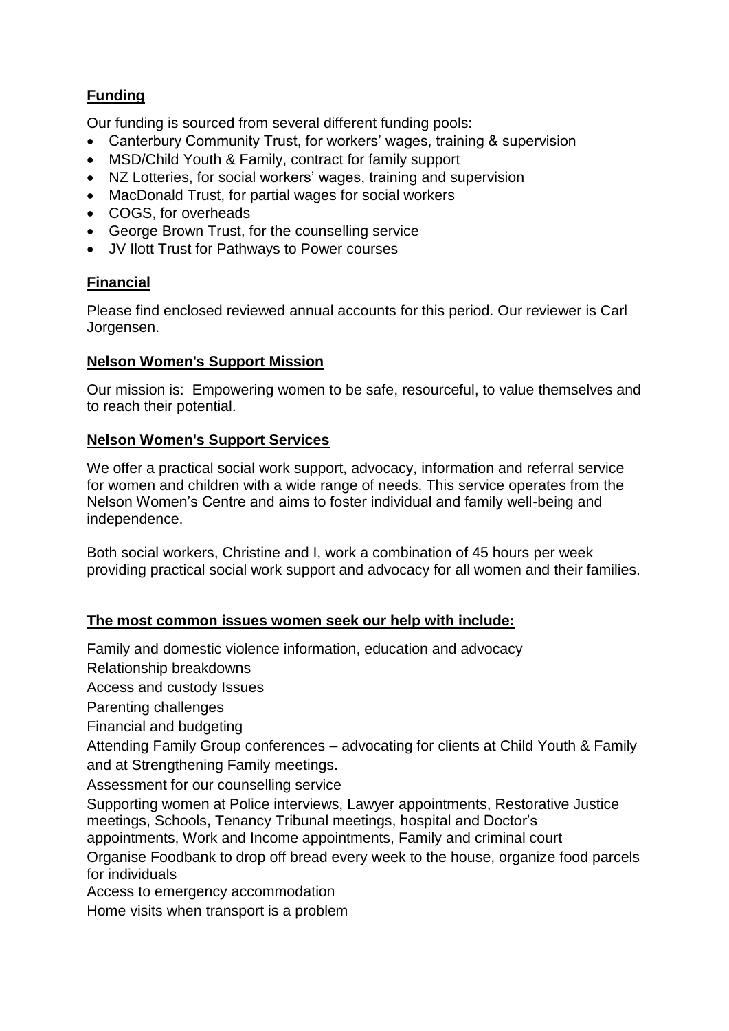## Funding

Our funding is sourced from several different funding pools:

- Canterbury Community Trust, for workers' wages, training & supervision
- MSD/Child Youth & Family, contract for family support
- NZ Lotteries, for social workers' wages, training and supervision
- MacDonald Trust, for partial wages for social workers
- COGS, for overheads
- George Brown Trust, for the counselling service
- JV Ilott Trust for Pathways to Power courses

## Financial

Please find enclosed reviewed annual accounts for this period. Our reviewer is Carl Jorgensen.

## Nelson Women's Support Mission

Our mission is: Empowering women to be safe, resourceful, to value themselves and to reach their potential.

## Nelson Women's Support Services

We offer a practical social work support, advocacy, information and referral service for women and children with a wide range of needs. This service operates from the Nelson Women's Centre and aims to foster individual and family well-being and independence.

Both social workers, Christine and I, work a combination of 45 hours per week providing practical social work support and advocacy for all women and their families.

## The most common issues women seek our help with include:

Family and domestic violence information, education and advocacy

Relationship breakdowns

Access and custody Issues

Parenting challenges

Financial and budgeting

Attending Family Group conferences – advocating for clients at Child Youth & Family and at Strengthening Family meetings.

Assessment for our counselling service

Supporting women at Police interviews, Lawyer appointments, Restorative Justice meetings, Schools, Tenancy Tribunal meetings, hospital and Doctor's appointments, Work and Income appointments, Family and criminal court

Organise Foodbank to drop off bread every week to the house, organize food parcels for individuals

Access to emergency accommodation

Home visits when transport is a problem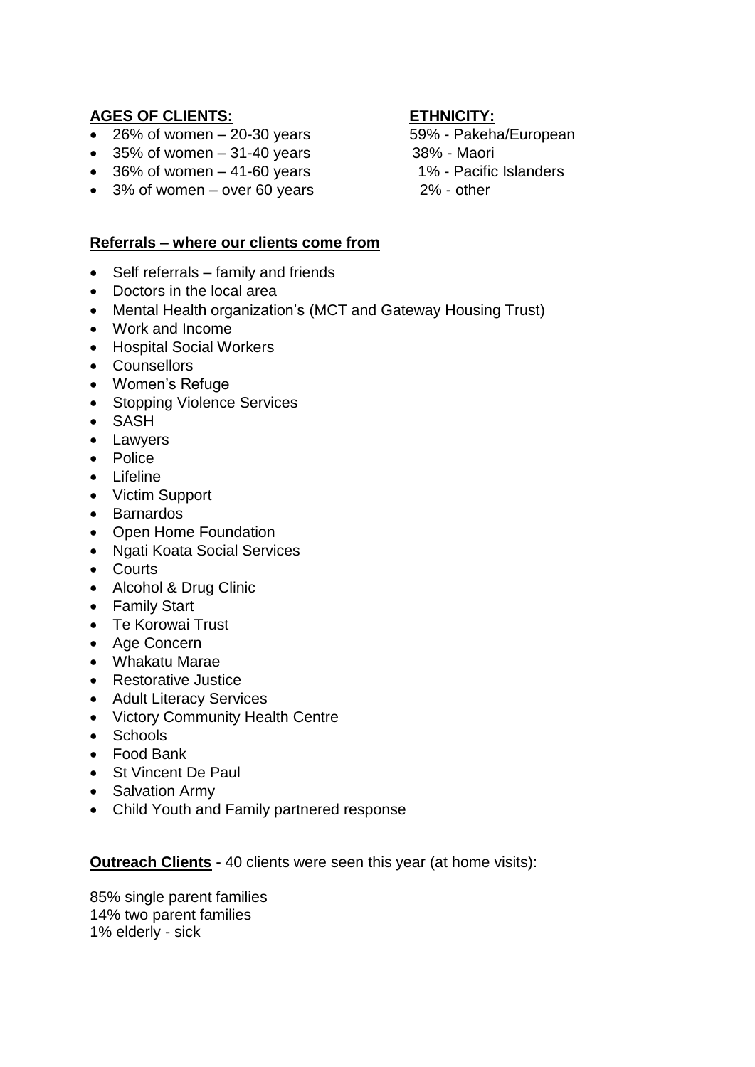**AGES OF CLIENTS:**

- 26% of women – 20-30 years
- 35% of women – 31-40 years
- 36% of women – 41-60 years
- 3% of women – over 60 years

**ETHNICITY:**

59% - Pakeha/European
38% - Maori
1% - Pacific Islanders
2% - other

**Referrals – where our clients come from**

- Self referrals – family and friends
- Doctors in the local area
- Mental Health organization's (MCT and Gateway Housing Trust)
- Work and Income
- Hospital Social Workers
- Counsellors
- Women's Refuge
- Stopping Violence Services
- SASH
- Lawyers
- Police
- Lifeline
- Victim Support
- Barnardos
- Open Home Foundation
- Ngati Koata Social Services
- Courts
- Alcohol & Drug Clinic
- Family Start
- Te Korowai Trust
- Age Concern
- Whakatu Marae
- Restorative Justice
- Adult Literacy Services
- Victory Community Health Centre
- Schools
- Food Bank
- St Vincent De Paul
- Salvation Army
- Child Youth and Family partnered response

**Outreach Clients -** 40 clients were seen this year (at home visits):

85% single parent families
14% two parent families
1% elderly - sick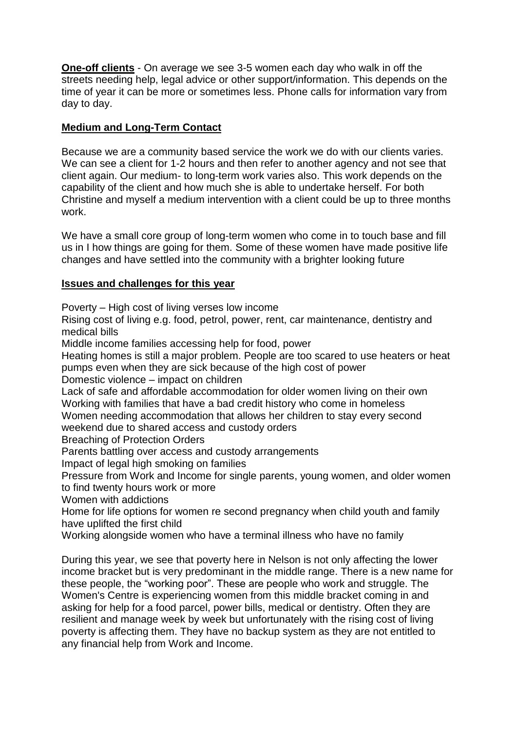**One-off clients** - On average we see 3-5 women each day who walk in off the streets needing help, legal advice or other support/information. This depends on the time of year it can be more or sometimes less. Phone calls for information vary from day to day.

**Medium and Long-Term Contact**

Because we are a community based service the work we do with our clients varies. We can see a client for 1-2 hours and then refer to another agency and not see that client again. Our medium- to long-term work varies also. This work depends on the capability of the client and how much she is able to undertake herself. For both Christine and myself a medium intervention with a client could be up to three months work.

We have a small core group of long-term women who come in to touch base and fill us in I how things are going for them. Some of these women have made positive life changes and have settled into the community with a brighter looking future

**Issues and challenges for this year**

Poverty – High cost of living verses low income
Rising cost of living e.g. food, petrol, power, rent, car maintenance, dentistry and medical bills
Middle income families accessing help for food, power
Heating homes is still a major problem. People are too scared to use heaters or heat pumps even when they are sick because of the high cost of power
Domestic violence – impact on children
Lack of safe and affordable accommodation for older women living on their own
Working with families that have a bad credit history who come in homeless
Women needing accommodation that allows her children to stay every second weekend due to shared access and custody orders
Breaching of Protection Orders
Parents battling over access and custody arrangements
Impact of legal high smoking on families
Pressure from Work and Income for single parents, young women, and older women to find twenty hours work or more
Women with addictions
Home for life options for women re second pregnancy when child youth and family have uplifted the first child
Working alongside women who have a terminal illness who have no family

During this year, we see that poverty here in Nelson is not only affecting the lower income bracket but is very predominant in the middle range. There is a new name for these people, the "working poor". These are people who work and struggle. The Women's Centre is experiencing women from this middle bracket coming in and asking for help for a food parcel, power bills, medical or dentistry. Often they are resilient and manage week by week but unfortunately with the rising cost of living poverty is affecting them. They have no backup system as they are not entitled to any financial help from Work and Income.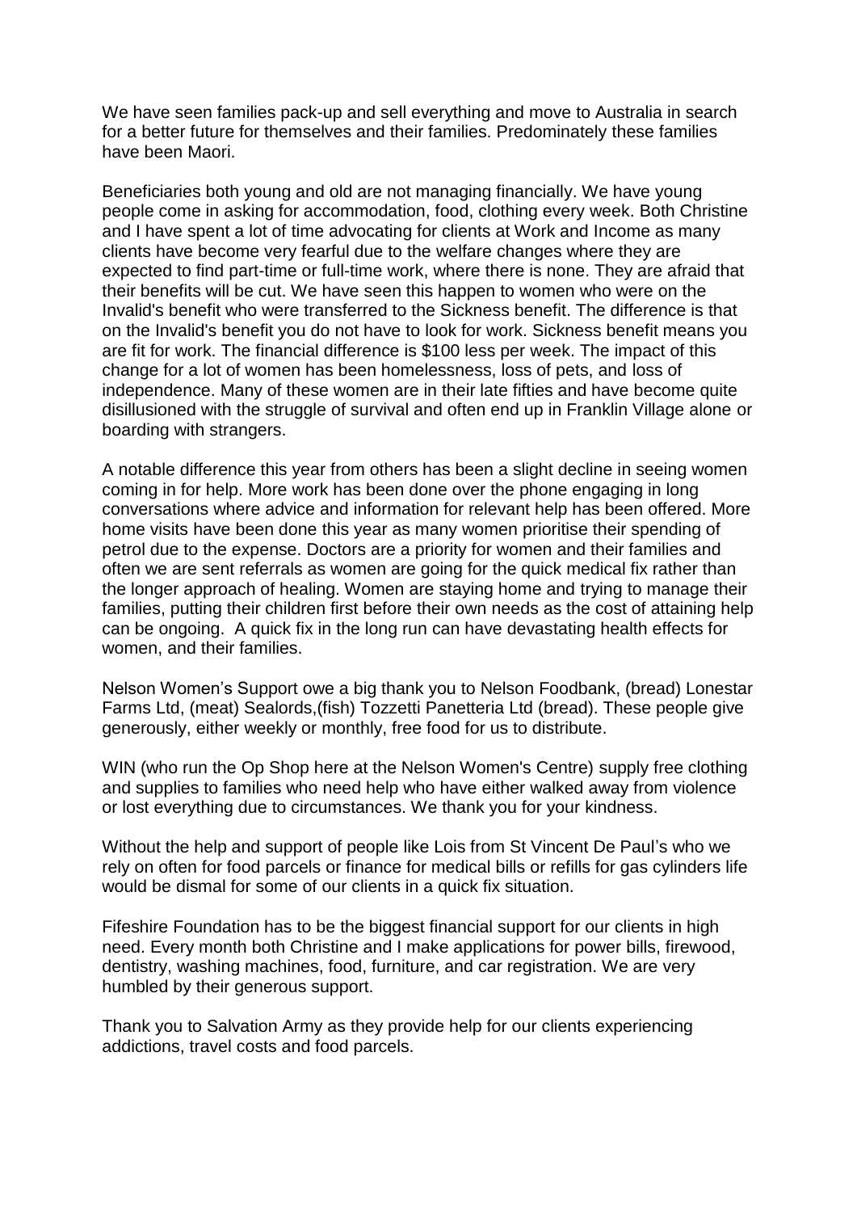We have seen families pack-up and sell everything and move to Australia in search for a better future for themselves and their families. Predominately these families have been Maori.

Beneficiaries both young and old are not managing financially. We have young people come in asking for accommodation, food, clothing every week. Both Christine and I have spent a lot of time advocating for clients at Work and Income as many clients have become very fearful due to the welfare changes where they are expected to find part-time or full-time work, where there is none. They are afraid that their benefits will be cut. We have seen this happen to women who were on the Invalid's benefit who were transferred to the Sickness benefit. The difference is that on the Invalid's benefit you do not have to look for work. Sickness benefit means you are fit for work. The financial difference is $100 less per week. The impact of this change for a lot of women has been homelessness, loss of pets, and loss of independence. Many of these women are in their late fifties and have become quite disillusioned with the struggle of survival and often end up in Franklin Village alone or boarding with strangers.

A notable difference this year from others has been a slight decline in seeing women coming in for help. More work has been done over the phone engaging in long conversations where advice and information for relevant help has been offered. More home visits have been done this year as many women prioritise their spending of petrol due to the expense. Doctors are a priority for women and their families and often we are sent referrals as women are going for the quick medical fix rather than the longer approach of healing. Women are staying home and trying to manage their families, putting their children first before their own needs as the cost of attaining help can be ongoing. A quick fix in the long run can have devastating health effects for women, and their families.

Nelson Women's Support owe a big thank you to Nelson Foodbank, (bread) Lonestar Farms Ltd, (meat) Sealords,(fish) Tozzetti Panetteria Ltd (bread). These people give generously, either weekly or monthly, free food for us to distribute.

WIN (who run the Op Shop here at the Nelson Women's Centre) supply free clothing and supplies to families who need help who have either walked away from violence or lost everything due to circumstances. We thank you for your kindness.

Without the help and support of people like Lois from St Vincent De Paul's who we rely on often for food parcels or finance for medical bills or refills for gas cylinders life would be dismal for some of our clients in a quick fix situation.

Fifeshire Foundation has to be the biggest financial support for our clients in high need. Every month both Christine and I make applications for power bills, firewood, dentistry, washing machines, food, furniture, and car registration. We are very humbled by their generous support.

Thank you to Salvation Army as they provide help for our clients experiencing addictions, travel costs and food parcels.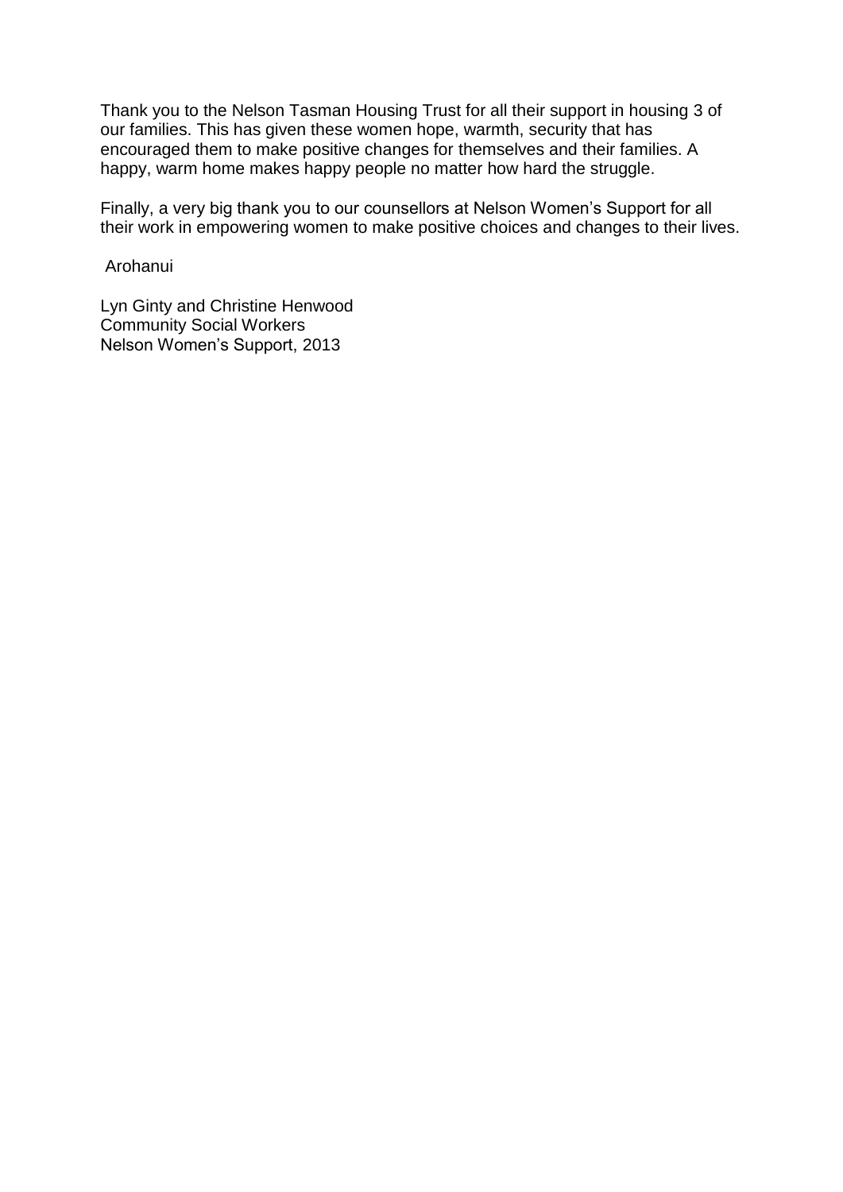Thank you to the Nelson Tasman Housing Trust for all their support in housing 3 of our families. This has given these women hope, warmth, security that has encouraged them to make positive changes for themselves and their families. A happy, warm home makes happy people no matter how hard the struggle.

Finally, a very big thank you to our counsellors at Nelson Women's Support for all their work in empowering women to make positive choices and changes to their lives.

Arohanui

Lyn Ginty and Christine Henwood
Community Social Workers
Nelson Women's Support, 2013